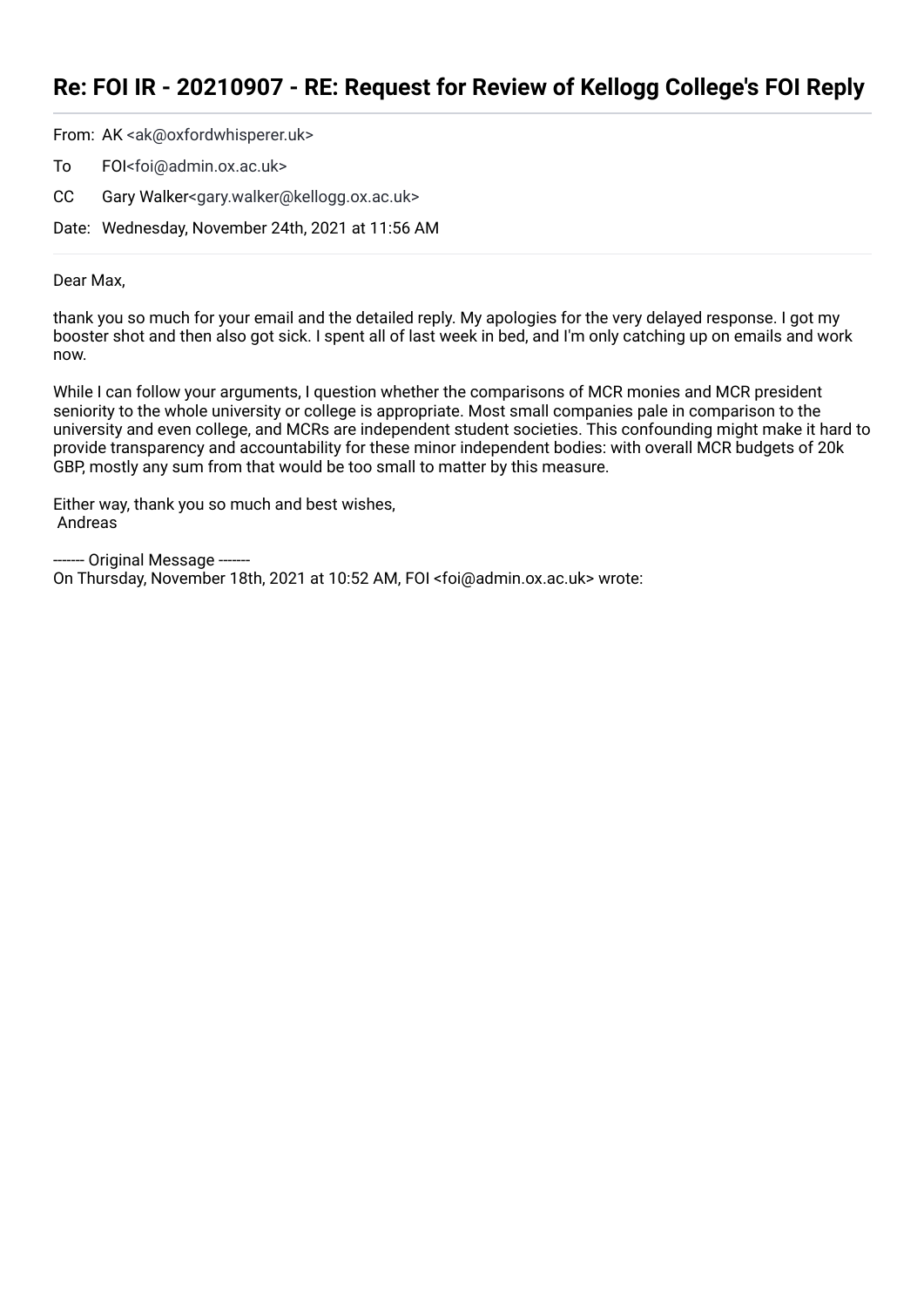# Re: FOI IR - 20210907 - RE: Request for Review of Kellogg College's FOI Reply

From: AK <ak@oxfordwhisperer.uk>

To FOI<foi@admin.ox.ac.uk>

CC Gary Walker<gary.walker@kellogg.ox.ac.uk>

Date: Wednesday, November 24th, 2021 at 11:56 AM

---

Dear Max,

thank you so much for your email and the detailed reply. My apologies for the very delayed response. I got my booster shot and then also got sick. I spent all of last week in bed, and I'm only catching up on emails and work now.

While I can follow your arguments, I question whether the comparisons of MCR monies and MCR president seniority to the whole university or college is appropriate. Most small companies pale in comparison to the university and even college, and MCRs are independent student societies. This confounding might make it hard to provide transparency and accountability for these minor independent bodies: with overall MCR budgets of 20k GBP, mostly any sum from that would be too small to matter by this measure.

Either way, thank you so much and best wishes,
Andreas

------- Original Message -------
On Thursday, November 18th, 2021 at 10:52 AM, FOI <foi@admin.ox.ac.uk> wrote: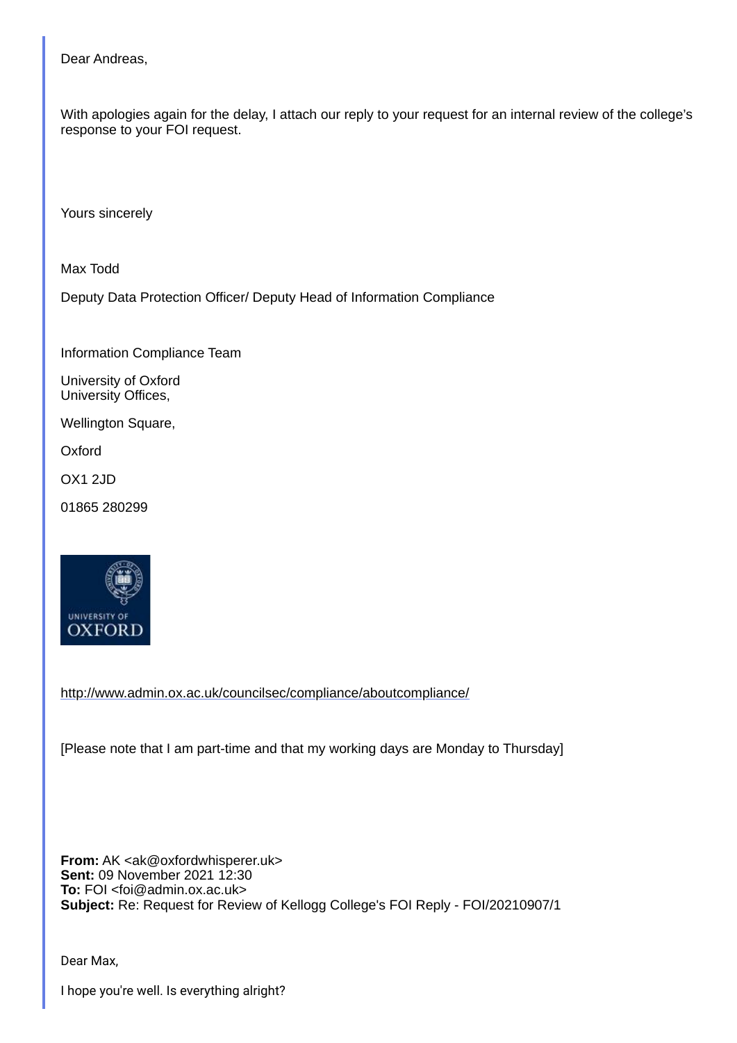Dear Andreas,

With apologies again for the delay, I attach our reply to your request for an internal review of the college's response to your FOI request.

Yours sincerely

Max Todd

Deputy Data Protection Officer/ Deputy Head of Information Compliance

Information Compliance Team

University of Oxford
University Offices,

Wellington Square,

Oxford

OX1 2JD

01865 280299

http://www.admin.ox.ac.uk/councilsec/compliance/aboutcompliance/

[Please note that I am part-time and that my working days are Monday to Thursday]

**From:** AK <ak@oxfordwhisperer.uk>
**Sent:** 09 November 2021 12:30
**To:** FOI <foi@admin.ox.ac.uk>
**Subject:** Re: Request for Review of Kellogg College's FOI Reply - FOI/20210907/1

Dear Max,

I hope you're well. Is everything alright?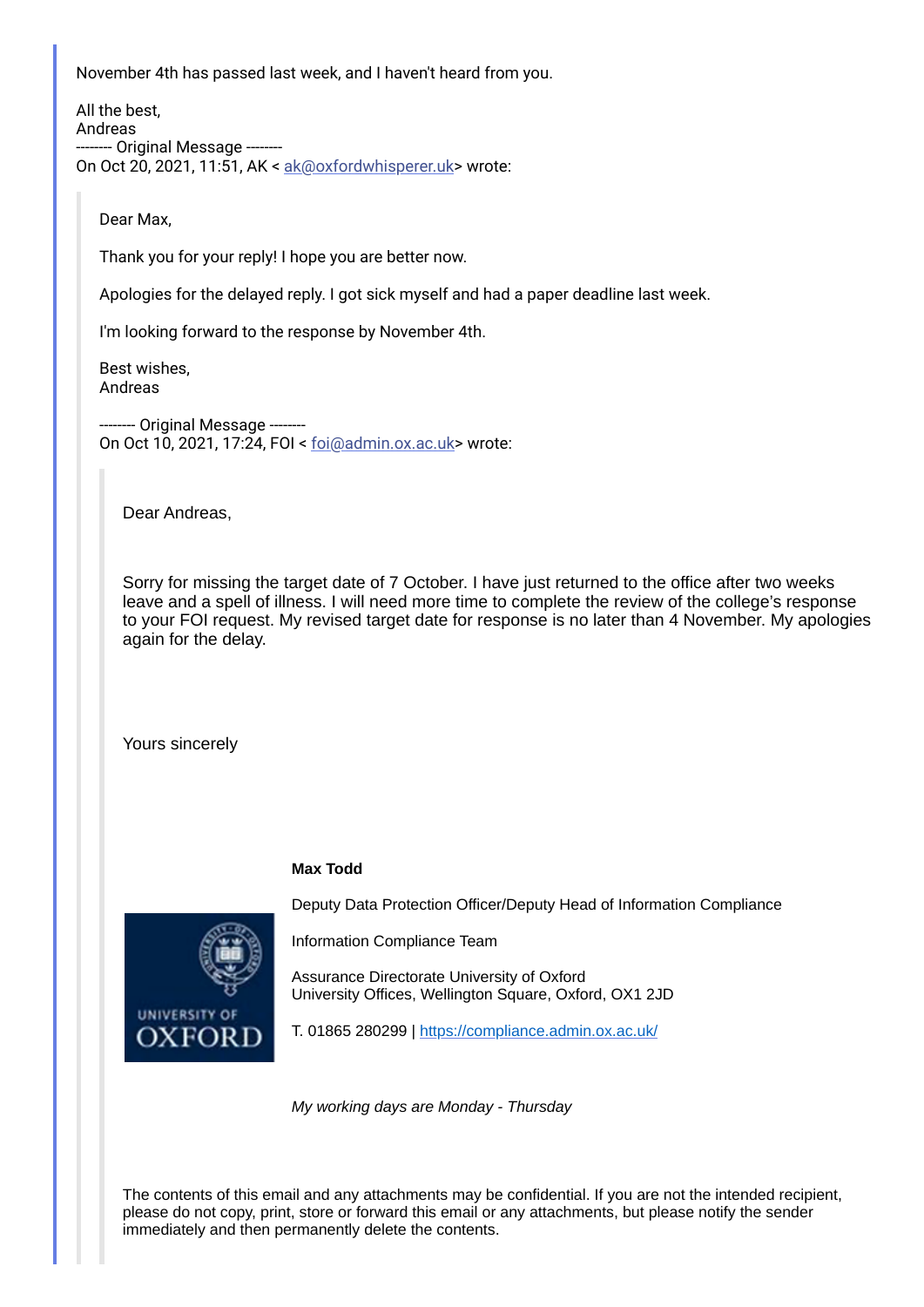> November 4th has passed last week, and I haven't heard from you.
>
> All the best,
> Andreas
> -------- Original Message --------
> On Oct 20, 2021, 11:51, AK < ak@oxfordwhisperer.uk> wrote:
>
> > Dear Max,
> >
> > Thank you for your reply! I hope you are better now.
> >
> > Apologies for the delayed reply. I got sick myself and had a paper deadline last week.
> >
> > I'm looking forward to the response by November 4th.
> >
> > Best wishes,
> > Andreas
> >
> > -------- Original Message --------
> > On Oct 10, 2021, 17:24, FOI < foi@admin.ox.ac.uk> wrote:
> >
> > > Dear Andreas,
> > >
> > > Sorry for missing the target date of 7 October. I have just returned to the office after two weeks leave and a spell of illness. I will need more time to complete the review of the college's response to your FOI request. My revised target date for response is no later than 4 November. My apologies again for the delay.
> > >
> > > Yours sincerely
> > >
> > > **Max Todd**
> > >
> > > Deputy Data Protection Officer/Deputy Head of Information Compliance
> > >
> > > Information Compliance Team
> > >
> > > Assurance Directorate University of Oxford
> > > University Offices, Wellington Square, Oxford, OX1 2JD
> > >
> > > T. 01865 280299 | https://compliance.admin.ox.ac.uk/
> > >
> > > *My working days are Monday - Thursday*
> > >
> > > The contents of this email and any attachments may be confidential. If you are not the intended recipient, please do not copy, print, store or forward this email or any attachments, but please notify the sender immediately and then permanently delete the contents.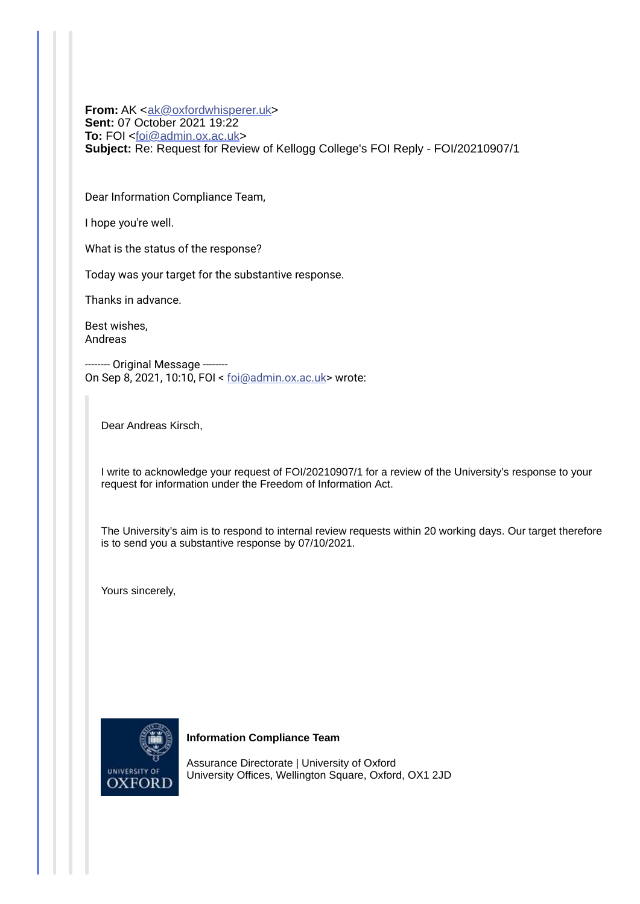**From:** AK <ak@oxfordwhisperer.uk>
**Sent:** 07 October 2021 19:22
**To:** FOI <foi@admin.ox.ac.uk>
**Subject:** Re: Request for Review of Kellogg College's FOI Reply - FOI/20210907/1

Dear Information Compliance Team,

I hope you're well.

What is the status of the response?

Today was your target for the substantive response.

Thanks in advance.

Best wishes,
Andreas

-------- Original Message --------
On Sep 8, 2021, 10:10, FOI < foi@admin.ox.ac.uk> wrote:

> Dear Andreas Kirsch,
>
> I write to acknowledge your request of FOI/20210907/1 for a review of the University's response to your request for information under the Freedom of Information Act.
>
> The University's aim is to respond to internal review requests within 20 working days. Our target therefore is to send you a substantive response by 07/10/2021.
>
> Yours sincerely,
>
> UNIVERSITY OF OXFORD
>
> **Information Compliance Team**
>
> Assurance Directorate | University of Oxford
> University Offices, Wellington Square, Oxford, OX1 2JD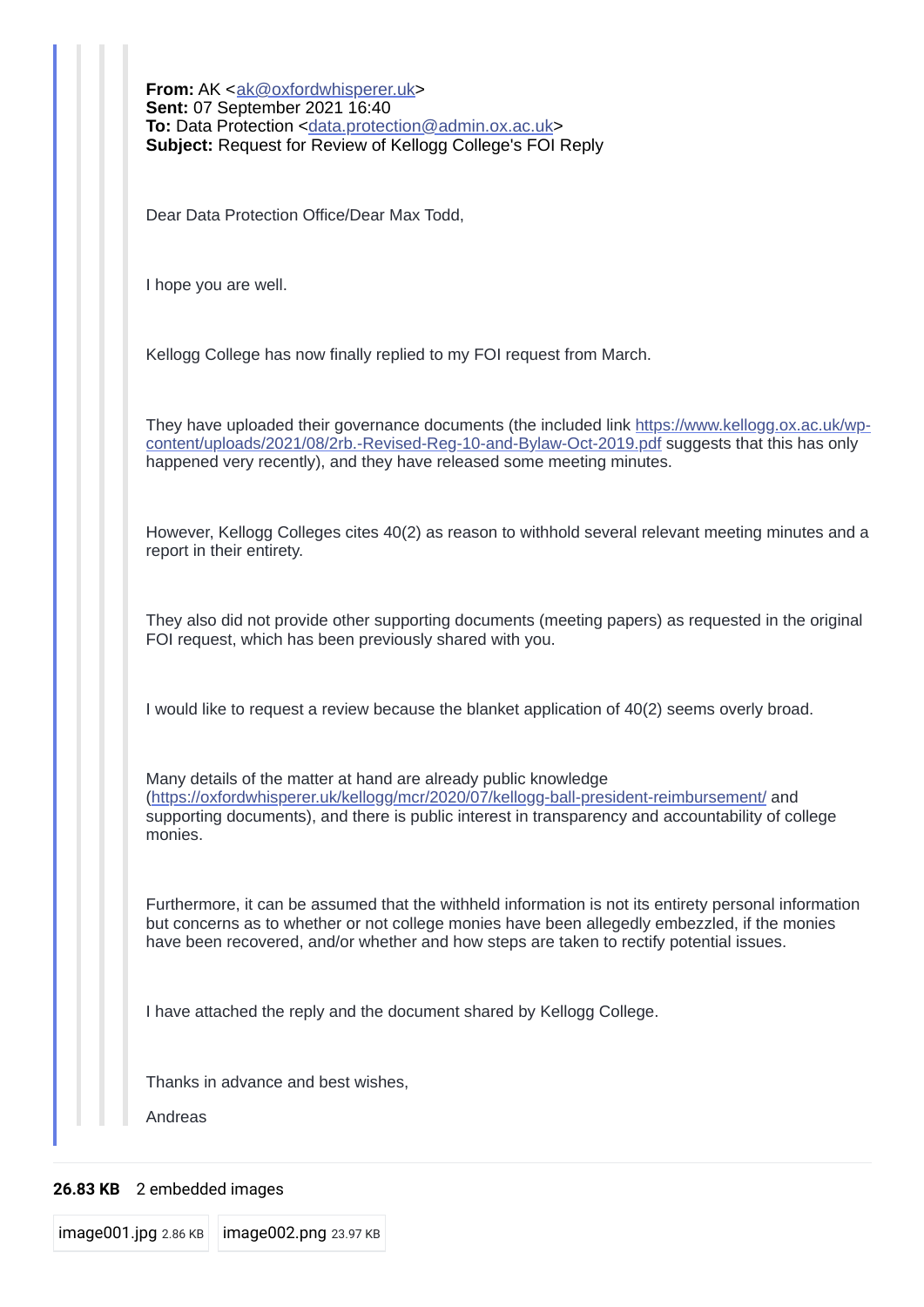**From:** AK <ak@oxfordwhisperer.uk>
**Sent:** 07 September 2021 16:40
**To:** Data Protection <data.protection@admin.ox.ac.uk>
**Subject:** Request for Review of Kellogg College's FOI Reply

Dear Data Protection Office/Dear Max Todd,

I hope you are well.

Kellogg College has now finally replied to my FOI request from March.

They have uploaded their governance documents (the included link https://www.kellogg.ox.ac.uk/wp-content/uploads/2021/08/2rb.-Revised-Reg-10-and-Bylaw-Oct-2019.pdf suggests that this has only happened very recently), and they have released some meeting minutes.

However, Kellogg Colleges cites 40(2) as reason to withhold several relevant meeting minutes and a report in their entirety.

They also did not provide other supporting documents (meeting papers) as requested in the original FOI request, which has been previously shared with you.

I would like to request a review because the blanket application of 40(2) seems overly broad.

Many details of the matter at hand are already public knowledge (https://oxfordwhisperer.uk/kellogg/mcr/2020/07/kellogg-ball-president-reimbursement/ and supporting documents), and there is public interest in transparency and accountability of college monies.

Furthermore, it can be assumed that the withheld information is not its entirety personal information but concerns as to whether or not college monies have been allegedly embezzled, if the monies have been recovered, and/or whether and how steps are taken to rectify potential issues.

I have attached the reply and the document shared by Kellogg College.

Thanks in advance and best wishes,

Andreas

**26.83 KB** 2 embedded images

image001.jpg 2.86 KB image002.png 23.97 KB